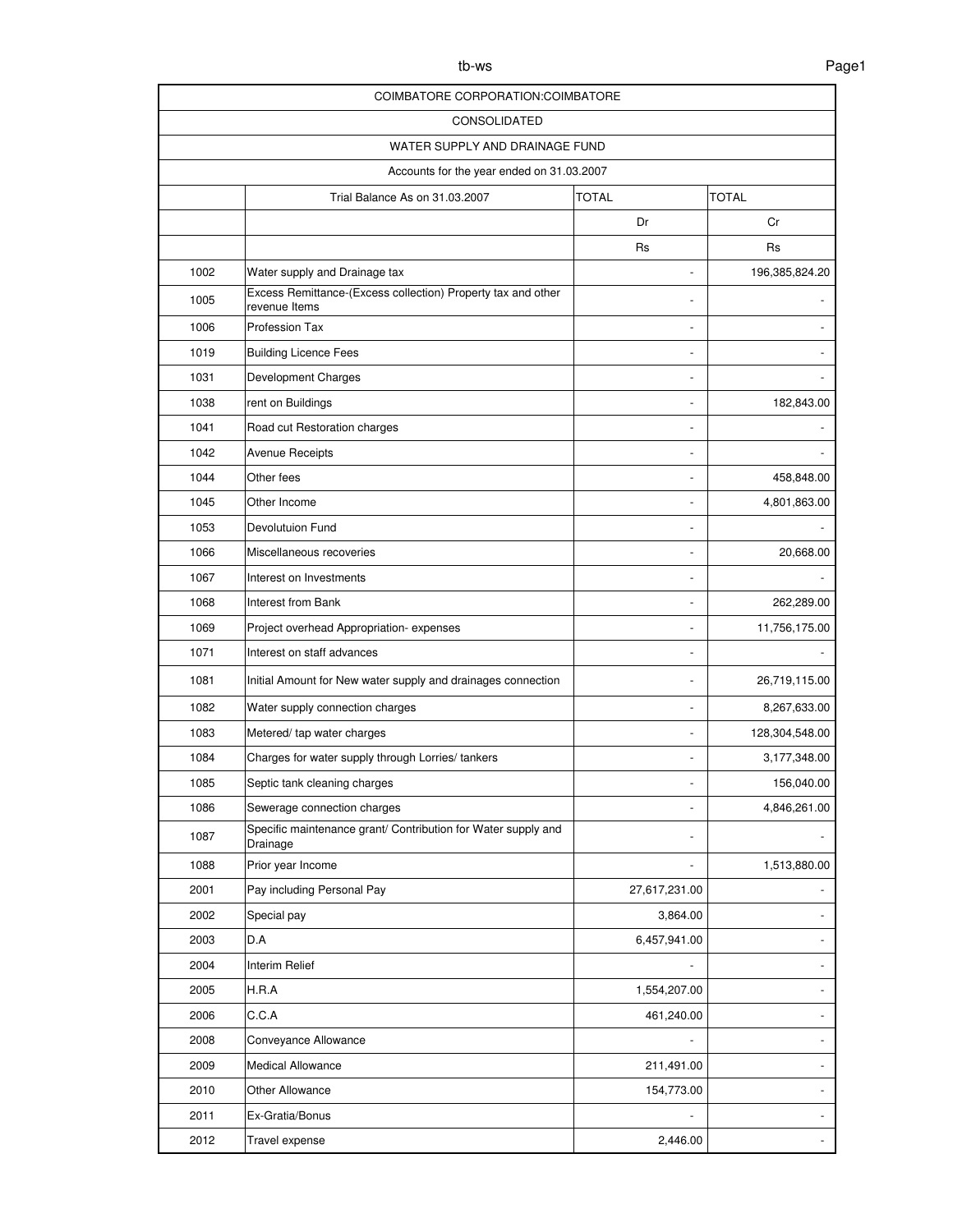| COIMBATORE CORPORATION:COIMBATORE | | | |
|---|---|---|---|
| CONSOLIDATED | | | |
| WATER SUPPLY AND DRAINAGE FUND | | | |
| Accounts for the year ended on 31.03.2007 | | | |
| | Trial Balance As on 31.03.2007 | TOTAL | TOTAL |
| | | Dr | Cr |
| | | Rs | Rs |
| 1002 | Water supply and Drainage tax | - | 196,385,824.20 |
| 1005 | Excess Remittance-(Excess collection) Property tax and other revenue Items | - | - |
| 1006 | Profession Tax | - | - |
| 1019 | Building Licence Fees | - | - |
| 1031 | Development Charges | - | - |
| 1038 | rent on Buildings | - | 182,843.00 |
| 1041 | Road cut Restoration charges | - | - |
| 1042 | Avenue Receipts | - | - |
| 1044 | Other fees | - | 458,848.00 |
| 1045 | Other Income | - | 4,801,863.00 |
| 1053 | Devolutuion Fund | - | - |
| 1066 | Miscellaneous recoveries | - | 20,668.00 |
| 1067 | Interest on Investments | - | - |
| 1068 | Interest from Bank | - | 262,289.00 |
| 1069 | Project overhead Appropriation- expenses | - | 11,756,175.00 |
| 1071 | Interest on staff advances | - | - |
| 1081 | Initial Amount for New water supply and drainages connection | - | 26,719,115.00 |
| 1082 | Water supply connection charges | - | 8,267,633.00 |
| 1083 | Metered/ tap water charges | - | 128,304,548.00 |
| 1084 | Charges for water supply through Lorries/ tankers | - | 3,177,348.00 |
| 1085 | Septic tank cleaning charges | - | 156,040.00 |
| 1086 | Sewerage connection charges | - | 4,846,261.00 |
| 1087 | Specific maintenance grant/ Contribution for Water supply and Drainage | - | - |
| 1088 | Prior year Income | - | 1,513,880.00 |
| 2001 | Pay including Personal Pay | 27,617,231.00 | - |
| 2002 | Special pay | 3,864.00 | - |
| 2003 | D.A | 6,457,941.00 | - |
| 2004 | Interim Relief | - | - |
| 2005 | H.R.A | 1,554,207.00 | - |
| 2006 | C.C.A | 461,240.00 | - |
| 2008 | Conveyance Allowance | - | - |
| 2009 | Medical Allowance | 211,491.00 | - |
| 2010 | Other Allowance | 154,773.00 | - |
| 2011 | Ex-Gratia/Bonus | - | - |
| 2012 | Travel expense | 2,446.00 | - |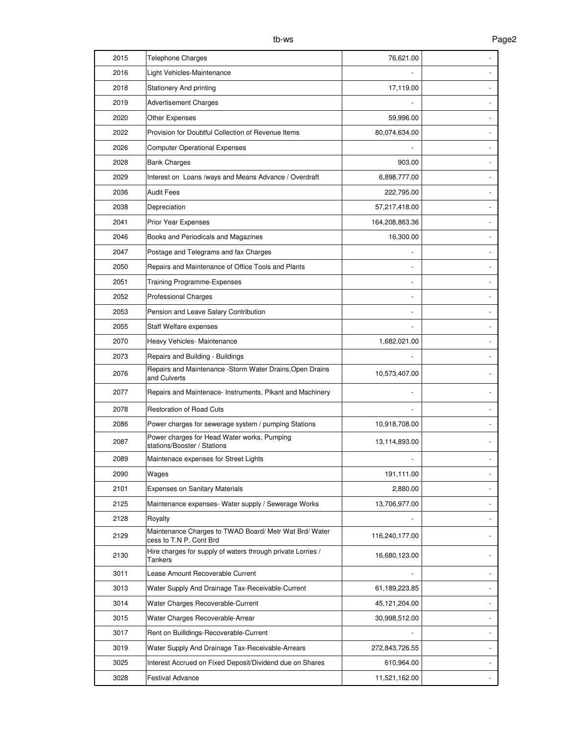| | | | |
|---|---|---|---|
| 2015 | Telephone Charges | 76,621.00 | - |
| 2016 | Light Vehicles-Maintenance | - | - |
| 2018 | Stationery And printing | 17,119.00 | - |
| 2019 | Advertisement Charges | - | - |
| 2020 | Other Expenses | 59,996.00 | - |
| 2022 | Provision for Doubtful Collection of Revenue Items | 80,074,634.00 | - |
| 2026 | Computer Operational Expenses | - | - |
| 2028 | Bank Charges | 903.00 | - |
| 2029 | Interest on Loans /ways and Means Advance / Overdraft | 6,898,777.00 | - |
| 2036 | Audit Fees | 222,795.00 | - |
| 2038 | Depreciation | 57,217,418.00 | - |
| 2041 | Prior Year Expenses | 164,208,863.36 | - |
| 2046 | Books and Periodicals and Magazines | 16,300.00 | - |
| 2047 | Postage and Telegrams and fax Charges | - | - |
| 2050 | Repairs and Maintenance of Office Tools and Plants | - | - |
| 2051 | Training Programme-Expenses | - | - |
| 2052 | Professional Charges | - | - |
| 2053 | Pension and Leave Salary Contribution | - | - |
| 2055 | Staff Welfare expenses | - | - |
| 2070 | Heavy Vehicles- Maintenance | 1,682,021.00 | - |
| 2073 | Repairs and Building - Buildings | - | - |
| 2076 | Repairs and Maintenance -Storm Water Drains,Open Drains and Culverts | 10,573,407.00 | - |
| 2077 | Repairs and Maintenace- Instruments, Plkant and Machinery | - | - |
| 2078 | Restoration of Road Cuts | - | - |
| 2086 | Power charges for sewerage system / pumping Stations | 10,918,708.00 | - |
| 2087 | Power charges for Head Water works, Pumping stations/Booster / Stations | 13,114,893.00 | - |
| 2089 | Maintenace expenses for Street Lights | - | - |
| 2090 | Wages | 191,111.00 | - |
| 2101 | Expenses on Sanitary Materials | 2,880.00 | - |
| 2125 | Maintenance expenses- Water supply / Sewerage Works | 13,706,977.00 | - |
| 2128 | Royalty | - | - |
| 2129 | Maintenance Charges to TWAD Board/ Metr Wat Brd/ Water cess to T.N P. Cont Brd | 116,240,177.00 | - |
| 2130 | Hire charges for supply of waters through private Lorries / Tankers | 16,680,123.00 | - |
| 3011 | Lease Amount Recoverable Current | - | - |
| 3013 | Water Supply And Drainage Tax-Receivable-Current | 61,189,223.85 | - |
| 3014 | Water Charges Recoverable-Current | 45,121,204.00 | - |
| 3015 | Water Charges Recoverable-Arrear | 30,998,512.00 | - |
| 3017 | Rent on Builldings-Recoverable-Current | - | - |
| 3019 | Water Supply And Drainage Tax-Receivable-Arrears | 272,843,726.55 | - |
| 3025 | Interest Accrued on Fixed Deposit/Dividend due on Shares | 610,964.00 | - |
| 3028 | Festival Advance | 11,521,162.00 | - |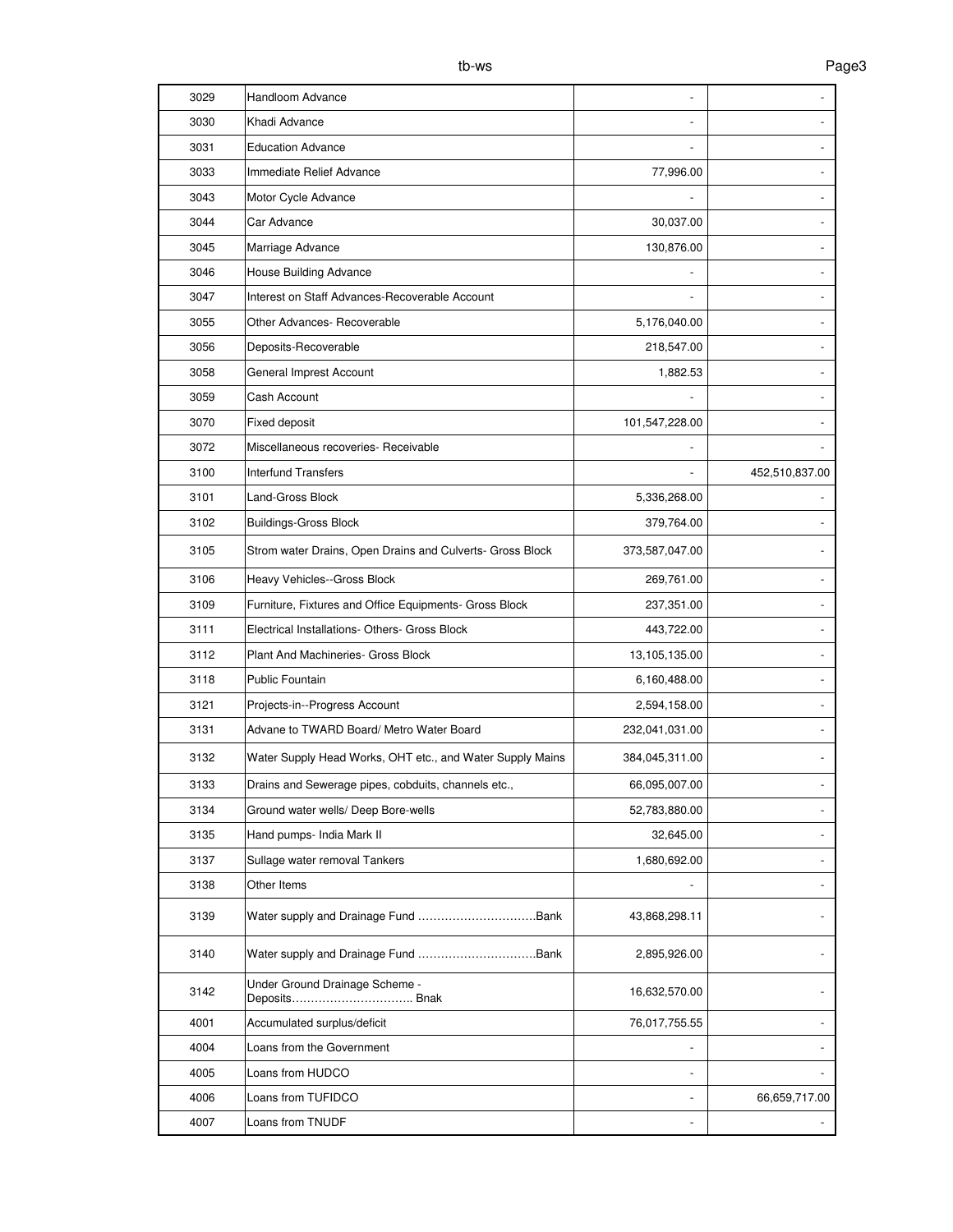| | | | |
|---|---|---|---|
| 3029 | Handloom Advance | - | - |
| 3030 | Khadi Advance | - | - |
| 3031 | Education Advance | - | - |
| 3033 | Immediate Relief Advance | 77,996.00 | - |
| 3043 | Motor Cycle Advance | - | - |
| 3044 | Car Advance | 30,037.00 | - |
| 3045 | Marriage Advance | 130,876.00 | - |
| 3046 | House Building Advance | - | - |
| 3047 | Interest on Staff Advances-Recoverable Account | - | - |
| 3055 | Other Advances- Recoverable | 5,176,040.00 | - |
| 3056 | Deposits-Recoverable | 218,547.00 | - |
| 3058 | General Imprest Account | 1,882.53 | - |
| 3059 | Cash Account | - | - |
| 3070 | Fixed deposit | 101,547,228.00 | - |
| 3072 | Miscellaneous recoveries- Receivable | - | - |
| 3100 | Interfund Transfers | - | 452,510,837.00 |
| 3101 | Land-Gross Block | 5,336,268.00 | - |
| 3102 | Buildings-Gross Block | 379,764.00 | - |
| 3105 | Strom water Drains, Open Drains and Culverts- Gross Block | 373,587,047.00 | - |
| 3106 | Heavy Vehicles--Gross Block | 269,761.00 | - |
| 3109 | Furniture, Fixtures and Office Equipments- Gross Block | 237,351.00 | - |
| 3111 | Electrical Installations- Others- Gross Block | 443,722.00 | - |
| 3112 | Plant And Machineries- Gross Block | 13,105,135.00 | - |
| 3118 | Public Fountain | 6,160,488.00 | - |
| 3121 | Projects-in--Progress Account | 2,594,158.00 | - |
| 3131 | Advane to TWARD Board/ Metro Water Board | 232,041,031.00 | - |
| 3132 | Water Supply Head Works, OHT etc., and Water Supply Mains | 384,045,311.00 | - |
| 3133 | Drains and Sewerage pipes, cobduits, channels etc., | 66,095,007.00 | - |
| 3134 | Ground water wells/ Deep Bore-wells | 52,783,880.00 | - |
| 3135 | Hand pumps- India Mark II | 32,645.00 | - |
| 3137 | Sullage water removal Tankers | 1,680,692.00 | - |
| 3138 | Other Items | - | - |
| 3139 | Water supply and Drainage Fund ………………………….Bank | 43,868,298.11 | - |
| 3140 | Water supply and Drainage Fund ………………………….Bank | 2,895,926.00 | - |
| 3142 | Under Ground Drainage Scheme - Deposits………………………….. Bnak | 16,632,570.00 | - |
| 4001 | Accumulated surplus/deficit | 76,017,755.55 | - |
| 4004 | Loans from the Government | - | - |
| 4005 | Loans from HUDCO | - | - |
| 4006 | Loans from TUFIDCO | - | 66,659,717.00 |
| 4007 | Loans from TNUDF | - | - |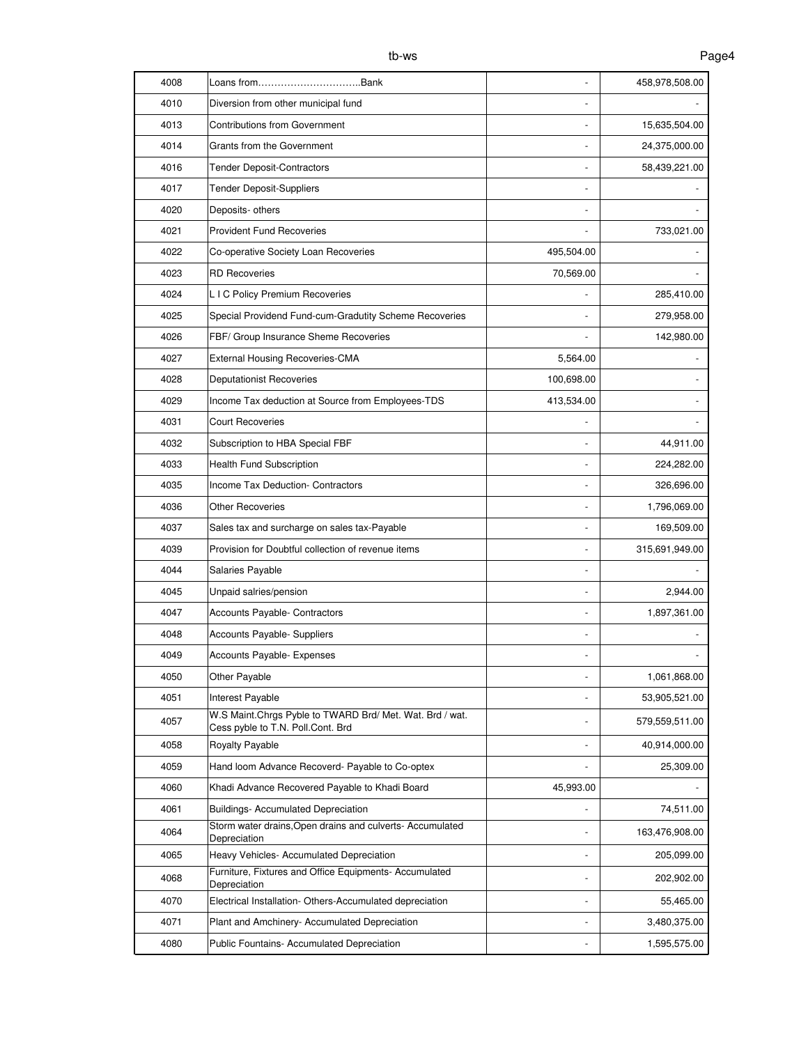| | | | |
|---|---|---|---|
| 4008 | Loans from…………………………..Bank | - | 458,978,508.00 |
| 4010 | Diversion from other municipal fund | - | - |
| 4013 | Contributions from Government | - | 15,635,504.00 |
| 4014 | Grants from the Government | - | 24,375,000.00 |
| 4016 | Tender Deposit-Contractors | - | 58,439,221.00 |
| 4017 | Tender Deposit-Suppliers | - | - |
| 4020 | Deposits- others | - | - |
| 4021 | Provident Fund Recoveries | - | 733,021.00 |
| 4022 | Co-operative Society Loan Recoveries | 495,504.00 | - |
| 4023 | RD Recoveries | 70,569.00 | - |
| 4024 | L I C Policy Premium Recoveries | - | 285,410.00 |
| 4025 | Special Providend Fund-cum-Gradutity Scheme Recoveries | - | 279,958.00 |
| 4026 | FBF/ Group Insurance Sheme Recoveries | - | 142,980.00 |
| 4027 | External Housing Recoveries-CMA | 5,564.00 | - |
| 4028 | Deputationist Recoveries | 100,698.00 | - |
| 4029 | Income Tax deduction at Source from Employees-TDS | 413,534.00 | - |
| 4031 | Court Recoveries | - | - |
| 4032 | Subscription to HBA Special FBF | - | 44,911.00 |
| 4033 | Health Fund Subscription | - | 224,282.00 |
| 4035 | Income Tax Deduction- Contractors | - | 326,696.00 |
| 4036 | Other Recoveries | - | 1,796,069.00 |
| 4037 | Sales tax and surcharge on sales tax-Payable | - | 169,509.00 |
| 4039 | Provision for Doubtful collection of revenue items | - | 315,691,949.00 |
| 4044 | Salaries Payable | - | - |
| 4045 | Unpaid salries/pension | - | 2,944.00 |
| 4047 | Accounts Payable- Contractors | - | 1,897,361.00 |
| 4048 | Accounts Payable- Suppliers | - | - |
| 4049 | Accounts Payable- Expenses | - | - |
| 4050 | Other Payable | - | 1,061,868.00 |
| 4051 | Interest Payable | - | 53,905,521.00 |
| 4057 | W.S Maint.Chrgs Pyble to TWARD Brd/ Met. Wat. Brd / wat. Cess pyble to T.N. Poll.Cont. Brd | - | 579,559,511.00 |
| 4058 | Royalty Payable | - | 40,914,000.00 |
| 4059 | Hand loom Advance Recoverd- Payable to Co-optex | - | 25,309.00 |
| 4060 | Khadi Advance Recovered Payable to Khadi Board | 45,993.00 | - |
| 4061 | Buildings- Accumulated Depreciation | - | 74,511.00 |
| 4064 | Storm water drains,Open drains and culverts- Accumulated Depreciation | - | 163,476,908.00 |
| 4065 | Heavy Vehicles- Accumulated Depreciation | - | 205,099.00 |
| 4068 | Furniture, Fixtures and Office Equipments- Accumulated Depreciation | - | 202,902.00 |
| 4070 | Electrical Installation- Others-Accumulated depreciation | - | 55,465.00 |
| 4071 | Plant and Amchinery- Accumulated Depreciation | - | 3,480,375.00 |
| 4080 | Public Fountains- Accumulated Depreciation | - | 1,595,575.00 |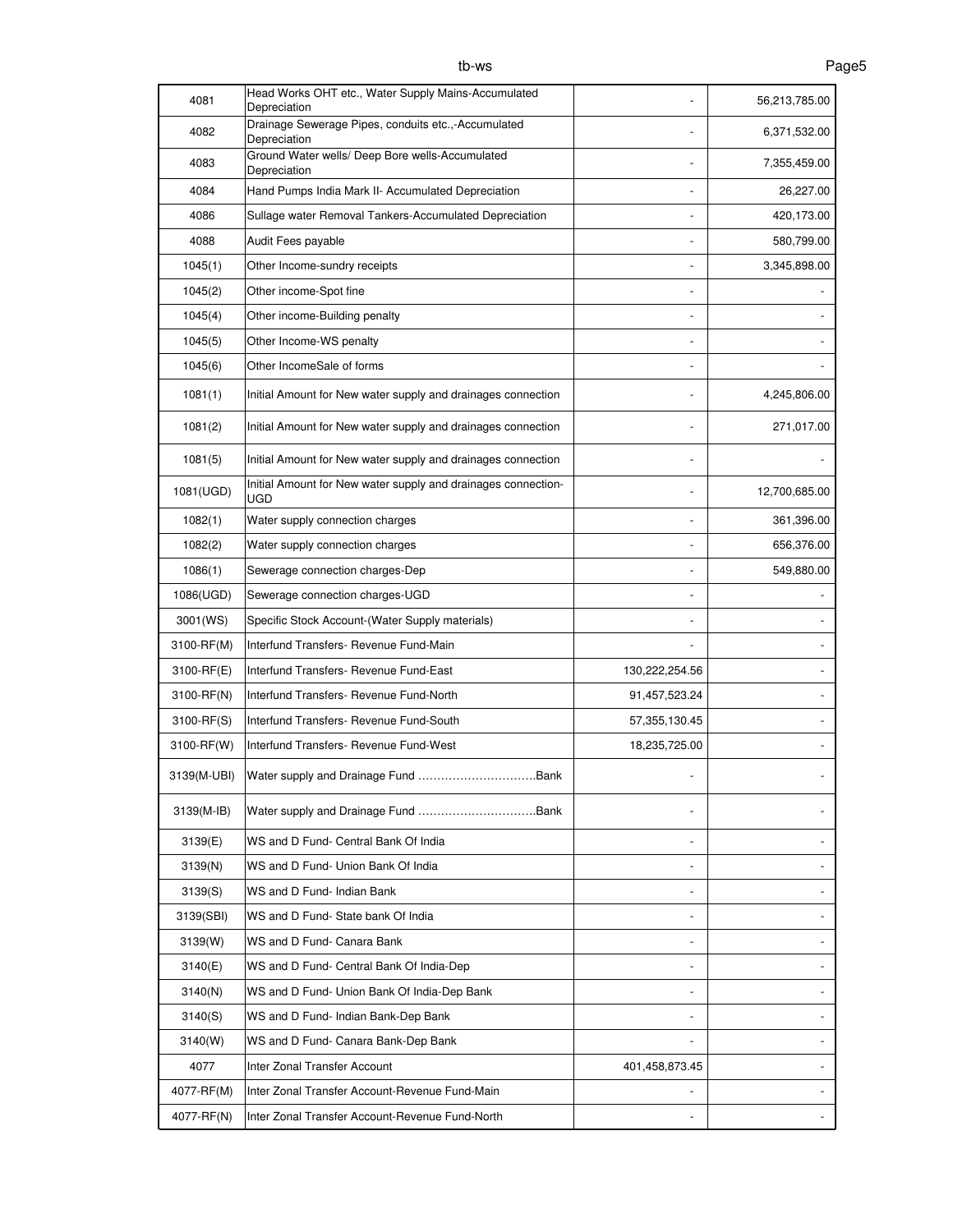| | | | |
|---|---|---|---|
| 4081 | Head Works OHT etc., Water Supply Mains-Accumulated Depreciation | - | 56,213,785.00 |
| 4082 | Drainage Sewerage Pipes, conduits etc.,-Accumulated Depreciation | - | 6,371,532.00 |
| 4083 | Ground Water wells/ Deep Bore wells-Accumulated Depreciation | - | 7,355,459.00 |
| 4084 | Hand Pumps India Mark II- Accumulated Depreciation | - | 26,227.00 |
| 4086 | Sullage water Removal Tankers-Accumulated Depreciation | - | 420,173.00 |
| 4088 | Audit Fees payable | - | 580,799.00 |
| 1045(1) | Other Income-sundry receipts | - | 3,345,898.00 |
| 1045(2) | Other income-Spot fine | - | - |
| 1045(4) | Other income-Building penalty | - | - |
| 1045(5) | Other Income-WS penalty | - | - |
| 1045(6) | Other IncomeSale of forms | - | - |
| 1081(1) | Initial Amount for New water supply and drainages connection | - | 4,245,806.00 |
| 1081(2) | Initial Amount for New water supply and drainages connection | - | 271,017.00 |
| 1081(5) | Initial Amount for New water supply and drainages connection | - | - |
| 1081(UGD) | Initial Amount for New water supply and drainages connection-UGD | - | 12,700,685.00 |
| 1082(1) | Water supply connection charges | - | 361,396.00 |
| 1082(2) | Water supply connection charges | - | 656,376.00 |
| 1086(1) | Sewerage connection charges-Dep | - | 549,880.00 |
| 1086(UGD) | Sewerage connection charges-UGD | - | - |
| 3001(WS) | Specific Stock Account-(Water Supply materials) | - | - |
| 3100-RF(M) | Interfund Transfers- Revenue Fund-Main | - | - |
| 3100-RF(E) | Interfund Transfers- Revenue Fund-East | 130,222,254.56 | - |
| 3100-RF(N) | Interfund Transfers- Revenue Fund-North | 91,457,523.24 | - |
| 3100-RF(S) | Interfund Transfers- Revenue Fund-South | 57,355,130.45 | - |
| 3100-RF(W) | Interfund Transfers- Revenue Fund-West | 18,235,725.00 | - |
| 3139(M-UBI) | Water supply and Drainage Fund ...............................Bank | - | - |
| 3139(M-IB) | Water supply and Drainage Fund ...............................Bank | - | - |
| 3139(E) | WS and D Fund- Central Bank Of India | - | - |
| 3139(N) | WS and D Fund- Union Bank Of India | - | - |
| 3139(S) | WS and D Fund- Indian Bank | - | - |
| 3139(SBI) | WS and D Fund- State bank Of India | - | - |
| 3139(W) | WS and D Fund- Canara Bank | - | - |
| 3140(E) | WS and D Fund- Central Bank Of India-Dep | - | - |
| 3140(N) | WS and D Fund- Union Bank Of India-Dep Bank | - | - |
| 3140(S) | WS and D Fund- Indian Bank-Dep Bank | - | - |
| 3140(W) | WS and D Fund- Canara Bank-Dep Bank | - | - |
| 4077 | Inter Zonal Transfer Account | 401,458,873.45 | - |
| 4077-RF(M) | Inter Zonal Transfer Account-Revenue Fund-Main | - | - |
| 4077-RF(N) | Inter Zonal Transfer Account-Revenue Fund-North | - | - |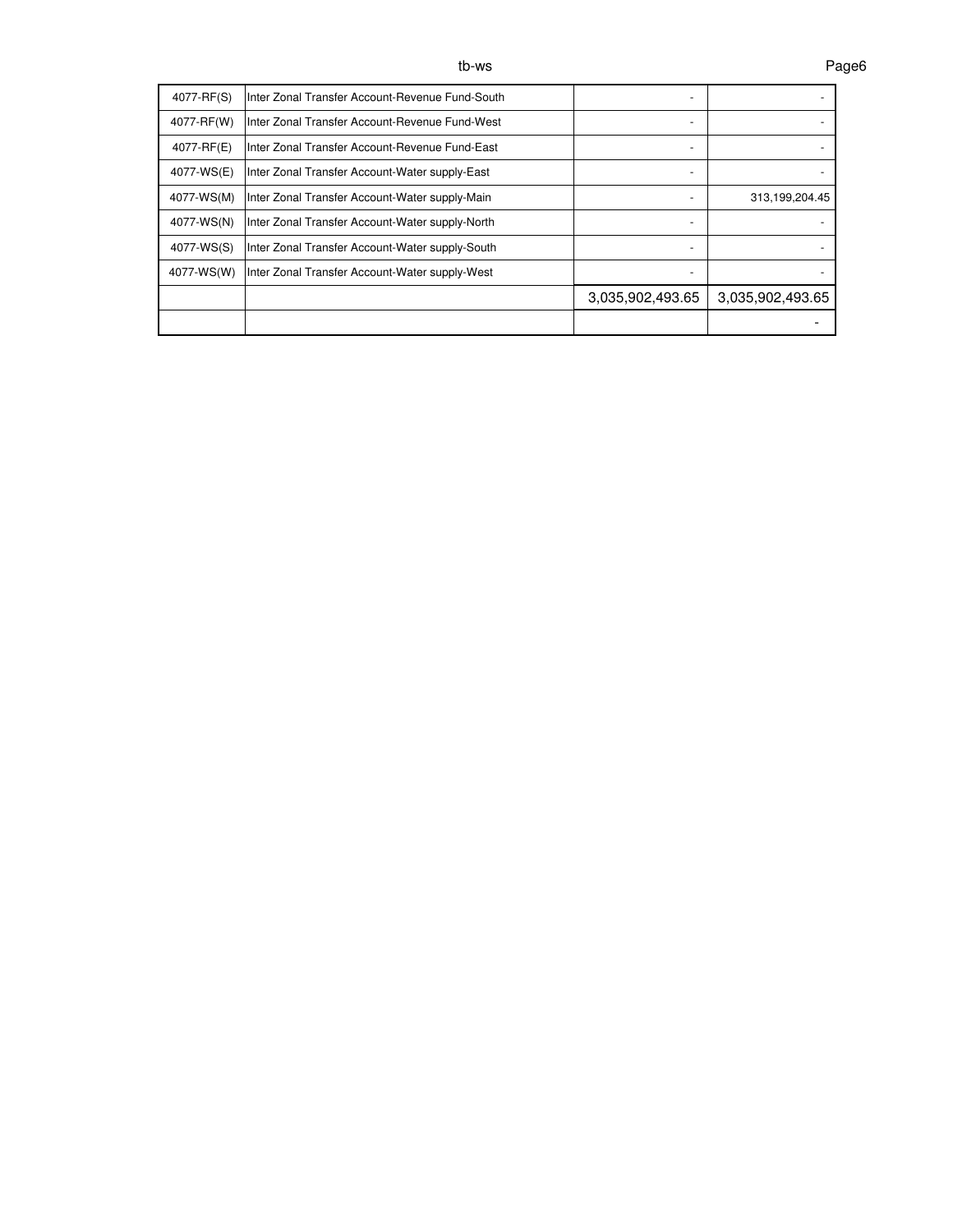| | | | |
|---|---|---|---|
| 4077-RF(S) | Inter Zonal Transfer Account-Revenue Fund-South | - | - |
| 4077-RF(W) | Inter Zonal Transfer Account-Revenue Fund-West | - | - |
| 4077-RF(E) | Inter Zonal Transfer Account-Revenue Fund-East | - | - |
| 4077-WS(E) | Inter Zonal Transfer Account-Water supply-East | - | - |
| 4077-WS(M) | Inter Zonal Transfer Account-Water supply-Main | - | 313,199,204.45 |
| 4077-WS(N) | Inter Zonal Transfer Account-Water supply-North | - | - |
| 4077-WS(S) | Inter Zonal Transfer Account-Water supply-South | - | - |
| 4077-WS(W) | Inter Zonal Transfer Account-Water supply-West | - | - |
| | | 3,035,902,493.65 | 3,035,902,493.65 |
| | | | - |